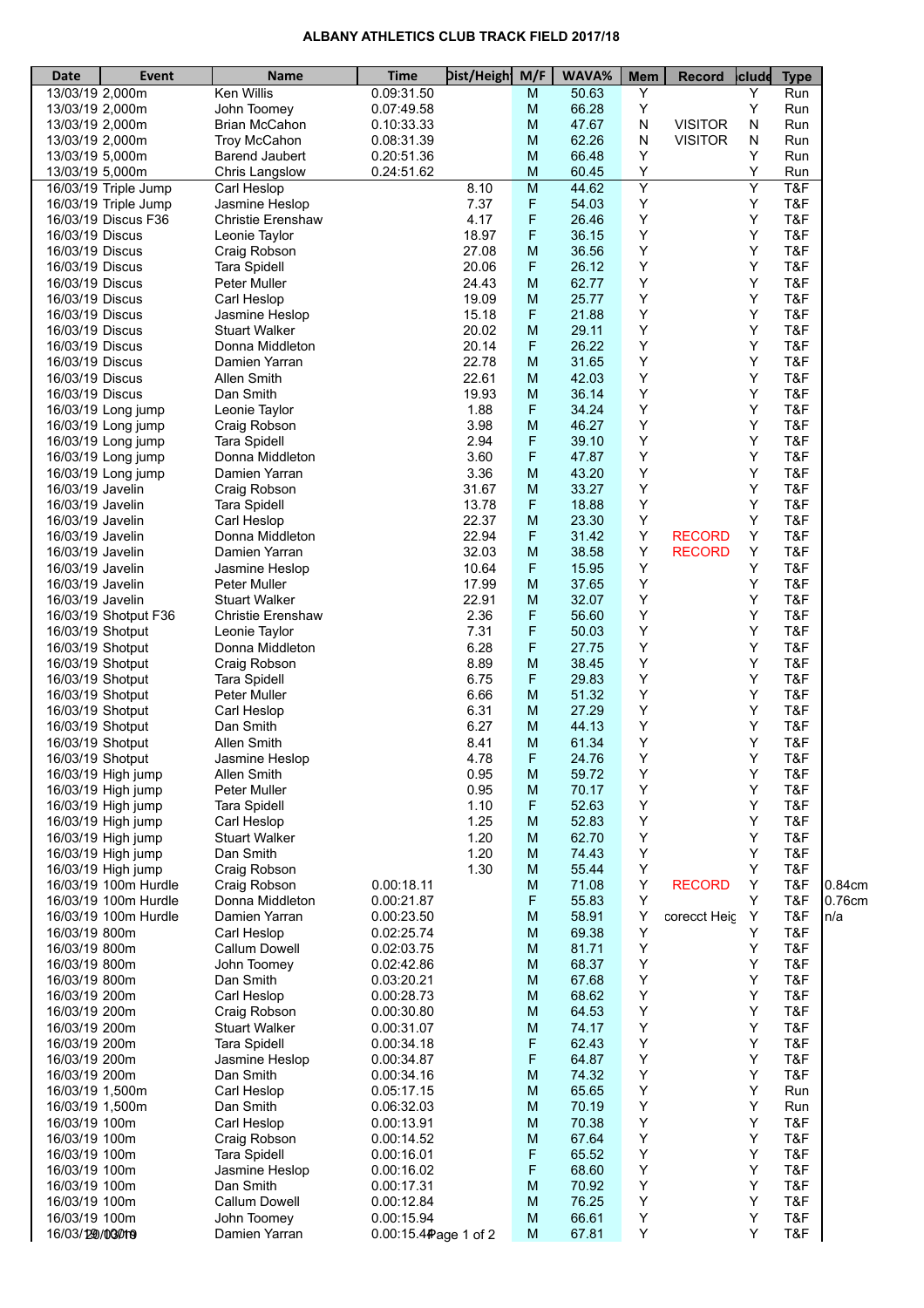# ALBANY ATHLETICS CLUB TRACK FIELD 2017/18

| Date | Event | Name | Time | Dist/Height | M/F | WAVA% | Mem | Record | Include | Type | |
|---|---|---|---|---|---|---|---|---|---|---|---|
| 13/03/19 | 2,000m | Ken Willis | 0.09:31.50 | | M | 50.63 | Y | | Y | Run | |
| 13/03/19 | 2,000m | John Toomey | 0.07:49.58 | | M | 66.28 | Y | | Y | Run | |
| 13/03/19 | 2,000m | Brian McCahon | 0.10:33.33 | | M | 47.67 | N | VISITOR | N | Run | |
| 13/03/19 | 2,000m | Troy McCahon | 0.08:31.39 | | M | 62.26 | N | VISITOR | N | Run | |
| 13/03/19 | 5,000m | Barend Jaubert | 0.20:51.36 | | M | 66.48 | Y | | Y | Run | |
| 13/03/19 | 5,000m | Chris Langslow | 0.24:51.62 | | M | 60.45 | Y | | Y | Run | |
| 16/03/19 | Triple Jump | Carl Heslop | | 8.10 | M | 44.62 | Y | | Y | T&F | |
| 16/03/19 | Triple Jump | Jasmine Heslop | | 7.37 | F | 54.03 | Y | | Y | T&F | |
| 16/03/19 | Discus F36 | Christie Erenshaw | | 4.17 | F | 26.46 | Y | | Y | T&F | |
| 16/03/19 | Discus | Leonie Taylor | | 18.97 | F | 36.15 | Y | | Y | T&F | |
| 16/03/19 | Discus | Craig Robson | | 27.08 | M | 36.56 | Y | | Y | T&F | |
| 16/03/19 | Discus | Tara Spidell | | 20.06 | F | 26.12 | Y | | Y | T&F | |
| 16/03/19 | Discus | Peter Muller | | 24.43 | M | 62.77 | Y | | Y | T&F | |
| 16/03/19 | Discus | Carl Heslop | | 19.09 | M | 25.77 | Y | | Y | T&F | |
| 16/03/19 | Discus | Jasmine Heslop | | 15.18 | F | 21.88 | Y | | Y | T&F | |
| 16/03/19 | Discus | Stuart Walker | | 20.02 | M | 29.11 | Y | | Y | T&F | |
| 16/03/19 | Discus | Donna Middleton | | 20.14 | F | 26.22 | Y | | Y | T&F | |
| 16/03/19 | Discus | Damien Yarran | | 22.78 | M | 31.65 | Y | | Y | T&F | |
| 16/03/19 | Discus | Allen Smith | | 22.61 | M | 42.03 | Y | | Y | T&F | |
| 16/03/19 | Discus | Dan Smith | | 19.93 | M | 36.14 | Y | | Y | T&F | |
| 16/03/19 | Long jump | Leonie Taylor | | 1.88 | F | 34.24 | Y | | Y | T&F | |
| 16/03/19 | Long jump | Craig Robson | | 3.98 | M | 46.27 | Y | | Y | T&F | |
| 16/03/19 | Long jump | Tara Spidell | | 2.94 | F | 39.10 | Y | | Y | T&F | |
| 16/03/19 | Long jump | Donna Middleton | | 3.60 | F | 47.87 | Y | | Y | T&F | |
| 16/03/19 | Long jump | Damien Yarran | | 3.36 | M | 43.20 | Y | | Y | T&F | |
| 16/03/19 | Javelin | Craig Robson | | 31.67 | M | 33.27 | Y | | Y | T&F | |
| 16/03/19 | Javelin | Tara Spidell | | 13.78 | F | 18.88 | Y | | Y | T&F | |
| 16/03/19 | Javelin | Carl Heslop | | 22.37 | M | 23.30 | Y | | Y | T&F | |
| 16/03/19 | Javelin | Donna Middleton | | 22.94 | F | 31.42 | Y | RECORD | Y | T&F | |
| 16/03/19 | Javelin | Damien Yarran | | 32.03 | M | 38.58 | Y | RECORD | Y | T&F | |
| 16/03/19 | Javelin | Jasmine Heslop | | 10.64 | F | 15.95 | Y | | Y | T&F | |
| 16/03/19 | Javelin | Peter Muller | | 17.99 | M | 37.65 | Y | | Y | T&F | |
| 16/03/19 | Javelin | Stuart Walker | | 22.91 | M | 32.07 | Y | | Y | T&F | |
| 16/03/19 | Shotput F36 | Christie Erenshaw | | 2.36 | F | 56.60 | Y | | Y | T&F | |
| 16/03/19 | Shotput | Leonie Taylor | | 7.31 | F | 50.03 | Y | | Y | T&F | |
| 16/03/19 | Shotput | Donna Middleton | | 6.28 | F | 27.75 | Y | | Y | T&F | |
| 16/03/19 | Shotput | Craig Robson | | 8.89 | M | 38.45 | Y | | Y | T&F | |
| 16/03/19 | Shotput | Tara Spidell | | 6.75 | F | 29.83 | Y | | Y | T&F | |
| 16/03/19 | Shotput | Peter Muller | | 6.66 | M | 51.32 | Y | | Y | T&F | |
| 16/03/19 | Shotput | Carl Heslop | | 6.31 | M | 27.29 | Y | | Y | T&F | |
| 16/03/19 | Shotput | Dan Smith | | 6.27 | M | 44.13 | Y | | Y | T&F | |
| 16/03/19 | Shotput | Allen Smith | | 8.41 | M | 61.34 | Y | | Y | T&F | |
| 16/03/19 | Shotput | Jasmine Heslop | | 4.78 | F | 24.76 | Y | | Y | T&F | |
| 16/03/19 | High jump | Allen Smith | | 0.95 | M | 59.72 | Y | | Y | T&F | |
| 16/03/19 | High jump | Peter Muller | | 0.95 | M | 70.17 | Y | | Y | T&F | |
| 16/03/19 | High jump | Tara Spidell | | 1.10 | F | 52.63 | Y | | Y | T&F | |
| 16/03/19 | High jump | Carl Heslop | | 1.25 | M | 52.83 | Y | | Y | T&F | |
| 16/03/19 | High jump | Stuart Walker | | 1.20 | M | 62.70 | Y | | Y | T&F | |
| 16/03/19 | High jump | Dan Smith | | 1.20 | M | 74.43 | Y | | Y | T&F | |
| 16/03/19 | High jump | Craig Robson | | 1.30 | M | 55.44 | Y | | Y | T&F | |
| 16/03/19 | 100m Hurdle | Craig Robson | 0.00:18.11 | | M | 71.08 | Y | RECORD | Y | T&F | 0.84cm |
| 16/03/19 | 100m Hurdle | Donna Middleton | 0.00:21.87 | | F | 55.83 | Y | | Y | T&F | 0.76cm |
| 16/03/19 | 100m Hurdle | Damien Yarran | 0.00:23.50 | | M | 58.91 | Y | corecct Heig | Y | T&F | n/a |
| 16/03/19 | 800m | Carl Heslop | 0.02:25.74 | | M | 69.38 | Y | | Y | T&F | |
| 16/03/19 | 800m | Callum Dowell | 0.02:03.75 | | M | 81.71 | Y | | Y | T&F | |
| 16/03/19 | 800m | John Toomey | 0.02:42.86 | | M | 68.37 | Y | | Y | T&F | |
| 16/03/19 | 800m | Dan Smith | 0.03:20.21 | | M | 67.68 | Y | | Y | T&F | |
| 16/03/19 | 200m | Carl Heslop | 0.00:28.73 | | M | 68.62 | Y | | Y | T&F | |
| 16/03/19 | 200m | Craig Robson | 0.00:30.80 | | M | 64.53 | Y | | Y | T&F | |
| 16/03/19 | 200m | Stuart Walker | 0.00:31.07 | | M | 74.17 | Y | | Y | T&F | |
| 16/03/19 | 200m | Tara Spidell | 0.00:34.18 | | F | 62.43 | Y | | Y | T&F | |
| 16/03/19 | 200m | Jasmine Heslop | 0.00:34.87 | | F | 64.87 | Y | | Y | T&F | |
| 16/03/19 | 200m | Dan Smith | 0.00:34.16 | | M | 74.32 | Y | | Y | T&F | |
| 16/03/19 | 1,500m | Carl Heslop | 0.05:17.15 | | M | 65.65 | Y | | Y | Run | |
| 16/03/19 | 1,500m | Dan Smith | 0.06:32.03 | | M | 70.19 | Y | | Y | Run | |
| 16/03/19 | 100m | Carl Heslop | 0.00:13.91 | | M | 70.38 | Y | | Y | T&F | |
| 16/03/19 | 100m | Craig Robson | 0.00:14.52 | | M | 67.64 | Y | | Y | T&F | |
| 16/03/19 | 100m | Tara Spidell | 0.00:16.01 | | F | 65.52 | Y | | Y | T&F | |
| 16/03/19 | 100m | Jasmine Heslop | 0.00:16.02 | | F | 68.60 | Y | | Y | T&F | |
| 16/03/19 | 100m | Dan Smith | 0.00:17.31 | | M | 70.92 | Y | | Y | T&F | |
| 16/03/19 | 100m | Callum Dowell | 0.00:12.84 | | M | 76.25 | Y | | Y | T&F | |
| 16/03/19 | 100m | John Toomey | 0.00:15.94 | | M | 66.61 | Y | | Y | T&F | |
| 16/03/19 | 100m | Damien Yarran | 0.00:15.4 | | M | 67.81 | Y | | Y | T&F | |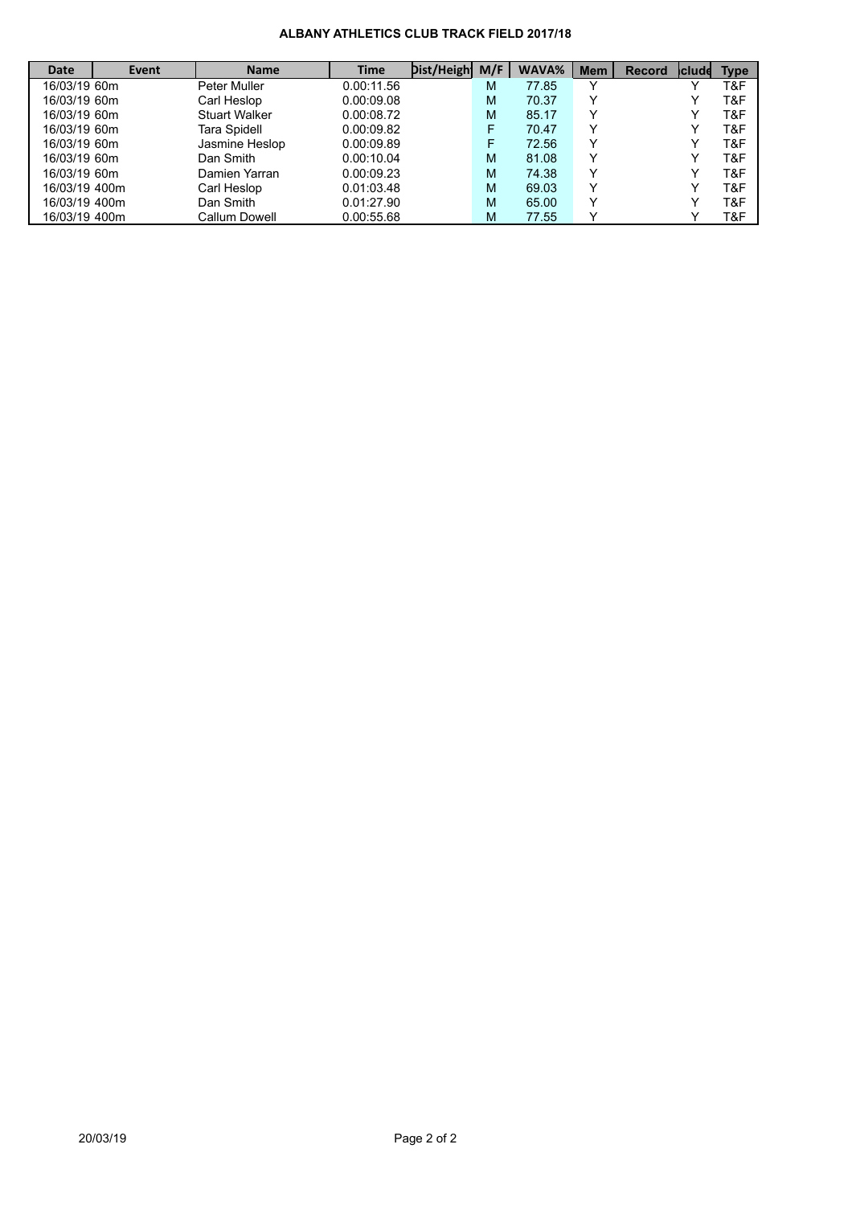## ALBANY ATHLETICS CLUB TRACK FIELD 2017/18

| Date | Event | Name | Time | Dist/Height | M/F | WAVA% | Mem | Record | Include | Type |
|---|---|---|---|---|---|---|---|---|---|---|
| 16/03/19 | 60m | Peter Muller | 0.00:11.56 | | M | 77.85 | Y | | Y | T&F |
| 16/03/19 | 60m | Carl Heslop | 0.00:09.08 | | M | 70.37 | Y | | Y | T&F |
| 16/03/19 | 60m | Stuart Walker | 0.00:08.72 | | M | 85.17 | Y | | Y | T&F |
| 16/03/19 | 60m | Tara Spidell | 0.00:09.82 | | F | 70.47 | Y | | Y | T&F |
| 16/03/19 | 60m | Jasmine Heslop | 0.00:09.89 | | F | 72.56 | Y | | Y | T&F |
| 16/03/19 | 60m | Dan Smith | 0.00:10.04 | | M | 81.08 | Y | | Y | T&F |
| 16/03/19 | 60m | Damien Yarran | 0.00:09.23 | | M | 74.38 | Y | | Y | T&F |
| 16/03/19 | 400m | Carl Heslop | 0.01:03.48 | | M | 69.03 | Y | | Y | T&F |
| 16/03/19 | 400m | Dan Smith | 0.01:27.90 | | M | 65.00 | Y | | Y | T&F |
| 16/03/19 | 400m | Callum Dowell | 0.00:55.68 | | M | 77.55 | Y | | Y | T&F |

20/03/19